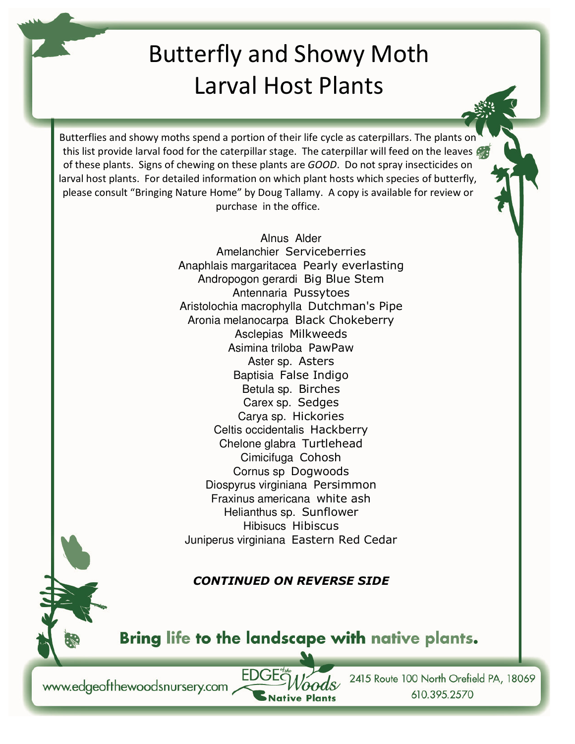# Butterfly and Showy Moth Larval Host Plants

Butterflies and showy moths spend a portion of their life cycle as caterpillars. The plants on this list provide larval food for the caterpillar stage. The caterpillar will feed on the leaves of these plants. Signs of chewing on these plants are *GOOD*. Do not spray insecticides on larval host plants. For detailed information on which plant hosts which species of butterfly, please consult "Bringing Nature Home" by Doug Tallamy. A copy is available for review or purchase in the office.

Alnus Alder
Amelanchier Serviceberries
Anaphlais margaritacea Pearly everlasting
Andropogon gerardi Big Blue Stem
Antennaria Pussytoes
Aristolochia macrophylla Dutchman's Pipe
Aronia melanocarpa Black Chokeberry
Asclepias Milkweeds
Asimina triloba PawPaw
Aster sp. Asters
Baptisia False Indigo
Betula sp. Birches
Carex sp. Sedges
Carya sp. Hickories
Celtis occidentalis Hackberry
Chelone glabra Turtlehead
Cimicifuga Cohosh
Cornus sp Dogwoods
Diospyrus virginiana Persimmon
Fraxinus americana white ash
Helianthus sp. Sunflower
Hibisucs Hibiscus
Juniperus virginiana Eastern Red Cedar

***CONTINUED ON REVERSE SIDE***

**Bring life to the landscape with native plants.**

www.edgeofthewoodsnursery.com

EDGE of the Woods Native Plants

2415 Route 100 North Orefield PA, 18069
610.395.2570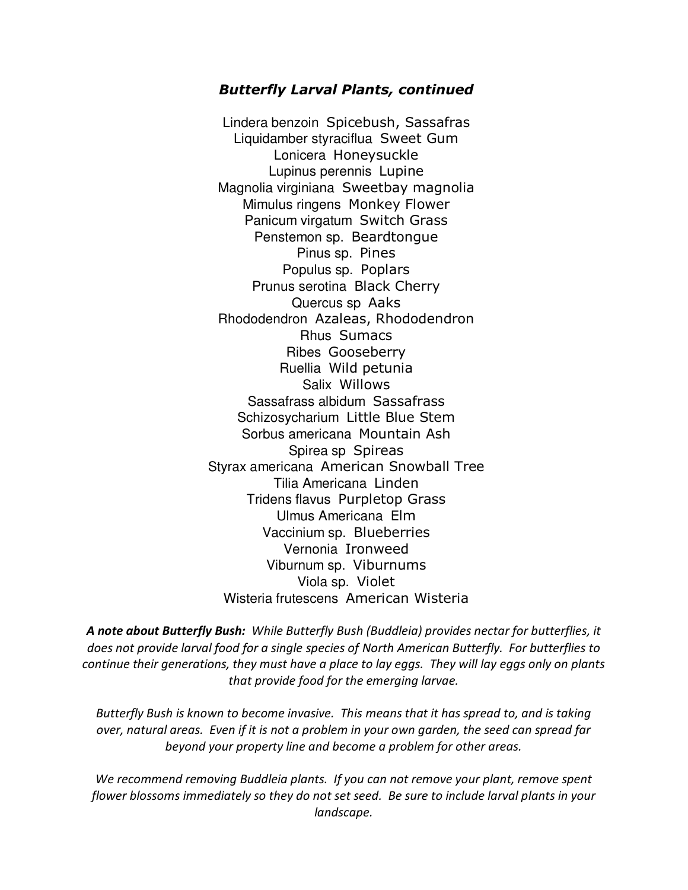### *Butterfly Larval Plants, continued*

Lindera benzoin Spicebush, Sassafras
Liquidamber styraciflua Sweet Gum
Lonicera Honeysuckle
Lupinus perennis Lupine
Magnolia virginiana Sweetbay magnolia
Mimulus ringens Monkey Flower
Panicum virgatum Switch Grass
Penstemon sp. Beardtongue
Pinus sp. Pines
Populus sp. Poplars
Prunus serotina Black Cherry
Quercus sp Aaks
Rhododendron Azaleas, Rhododendron
Rhus Sumacs
Ribes Gooseberry
Ruellia Wild petunia
Salix Willows
Sassafrass albidum Sassafrass
Schizosycharium Little Blue Stem
Sorbus americana Mountain Ash
Spirea sp Spireas
Styrax americana American Snowball Tree
Tilia Americana Linden
Tridens flavus Purpletop Grass
Ulmus Americana Elm
Vaccinium sp. Blueberries
Vernonia Ironweed
Viburnum sp. Viburnums
Viola sp. Violet
Wisteria frutescens American Wisteria

***A note about Butterfly Bush:*** *While Butterfly Bush (Buddleia) provides nectar for butterflies, it does not provide larval food for a single species of North American Butterfly. For butterflies to continue their generations, they must have a place to lay eggs. They will lay eggs only on plants that provide food for the emerging larvae.*

*Butterfly Bush is known to become invasive. This means that it has spread to, and is taking over, natural areas. Even if it is not a problem in your own garden, the seed can spread far beyond your property line and become a problem for other areas.*

*We recommend removing Buddleia plants. If you can not remove your plant, remove spent flower blossoms immediately so they do not set seed. Be sure to include larval plants in your landscape.*